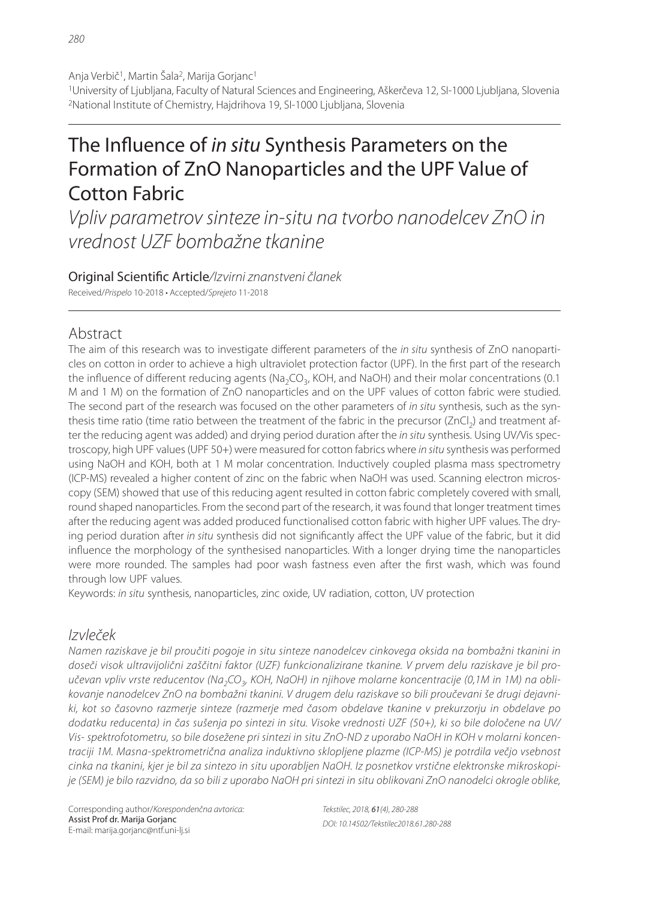Anja Verbič[1], Martin Šala[2], Marija Gorjanc[1]

[1]University of Ljubljana, Faculty of Natural Sciences and Engineering, Aškerčeva 12, SI-1000 Ljubljana, Slovenia
[2]National Institute of Chemistry, Hajdrihova 19, SI-1000 Ljubljana, Slovenia

# The Influence of *in situ* Synthesis Parameters on the Formation of ZnO Nanoparticles and the UPF Value of Cotton Fabric

*Vpliv parametrov sinteze in-situ na tvorbo nanodelcev ZnO in vrednost UZF bombažne tkanine*

**Original Scientific Article**/*Izvirni znanstveni članek*

Received/*Prispelo* 10-2018 • Accepted/*Sprejeto* 11-2018

## Abstract

The aim of this research was to investigate different parameters of the *in situ* synthesis of ZnO nanoparticles on cotton in order to achieve a high ultraviolet protection factor (UPF). In the first part of the research the influence of different reducing agents ($Na_2CO_3$, KOH, and NaOH) and their molar concentrations (0.1 M and 1 M) on the formation of ZnO nanoparticles and on the UPF values of cotton fabric were studied. The second part of the research was focused on the other parameters of *in situ* synthesis, such as the synthesis time ratio (time ratio between the treatment of the fabric in the precursor ($ZnCl_2$) and treatment after the reducing agent was added) and drying period duration after the *in situ* synthesis. Using UV/Vis spectroscopy, high UPF values (UPF 50+) were measured for cotton fabrics where *in situ* synthesis was performed using NaOH and KOH, both at 1 M molar concentration. Inductively coupled plasma mass spectrometry (ICP-MS) revealed a higher content of zinc on the fabric when NaOH was used. Scanning electron microscopy (SEM) showed that use of this reducing agent resulted in cotton fabric completely covered with small, round shaped nanoparticles. From the second part of the research, it was found that longer treatment times after the reducing agent was added produced functionalised cotton fabric with higher UPF values. The drying period duration after *in situ* synthesis did not significantly affect the UPF value of the fabric, but it did influence the morphology of the synthesised nanoparticles. With a longer drying time the nanoparticles were more rounded. The samples had poor wash fastness even after the first wash, which was found through low UPF values.

Keywords: *in situ* synthesis, nanoparticles, zinc oxide, UV radiation, cotton, UV protection

## *Izvleček*

*Namen raziskave je bil proučiti pogoje in situ sinteze nanodelcev cinkovega oksida na bombažni tkanini in doseči visok ultravijolični zaščitni faktor (UZF) funkcionalizirane tkanine. V prvem delu raziskave je bil proučevan vpliv vrste reducentov ($Na_2CO_3$, KOH, NaOH) in njihove molarne koncentracije (0,1M in 1M) na oblikovanje nanodelcev ZnO na bombažni tkanini. V drugem delu raziskave so bili proučevani še drugi dejavniki, kot so časovno razmerje sinteze (razmerje med časom obdelave tkanine v prekurzorju in obdelave po dodatku reducenta) in čas sušenja po sintezi in situ. Visoke vrednosti UZF (50+), ki so bile določene na UV/Vis- spektrofotometru, so bile dosežene pri sintezi in situ ZnO-ND z uporabo NaOH in KOH v molarni koncentraciji 1M. Masna-spektrometrična analiza induktivno sklopljene plazme (ICP-MS) je potrdila večjo vsebnost cinka na tkanini, kjer je bil za sintezo in situ uporabljen NaOH. Iz posnetkov vrstične elektronske mikroskopije (SEM) je bilo razvidno, da so bili z uporabo NaOH pri sintezi in situ oblikovani ZnO nanodelci okrogle oblike,*

Corresponding author/*Korespondenčna avtorica:*
Assist Prof dr. Marija Gorjanc
E-mail: marija.gorjanc@ntf.uni-lj.si

*Tekstilec, 2018, 61(4), 280-288*
*DOI: 10.14502/Tekstilec2018.61.280-288*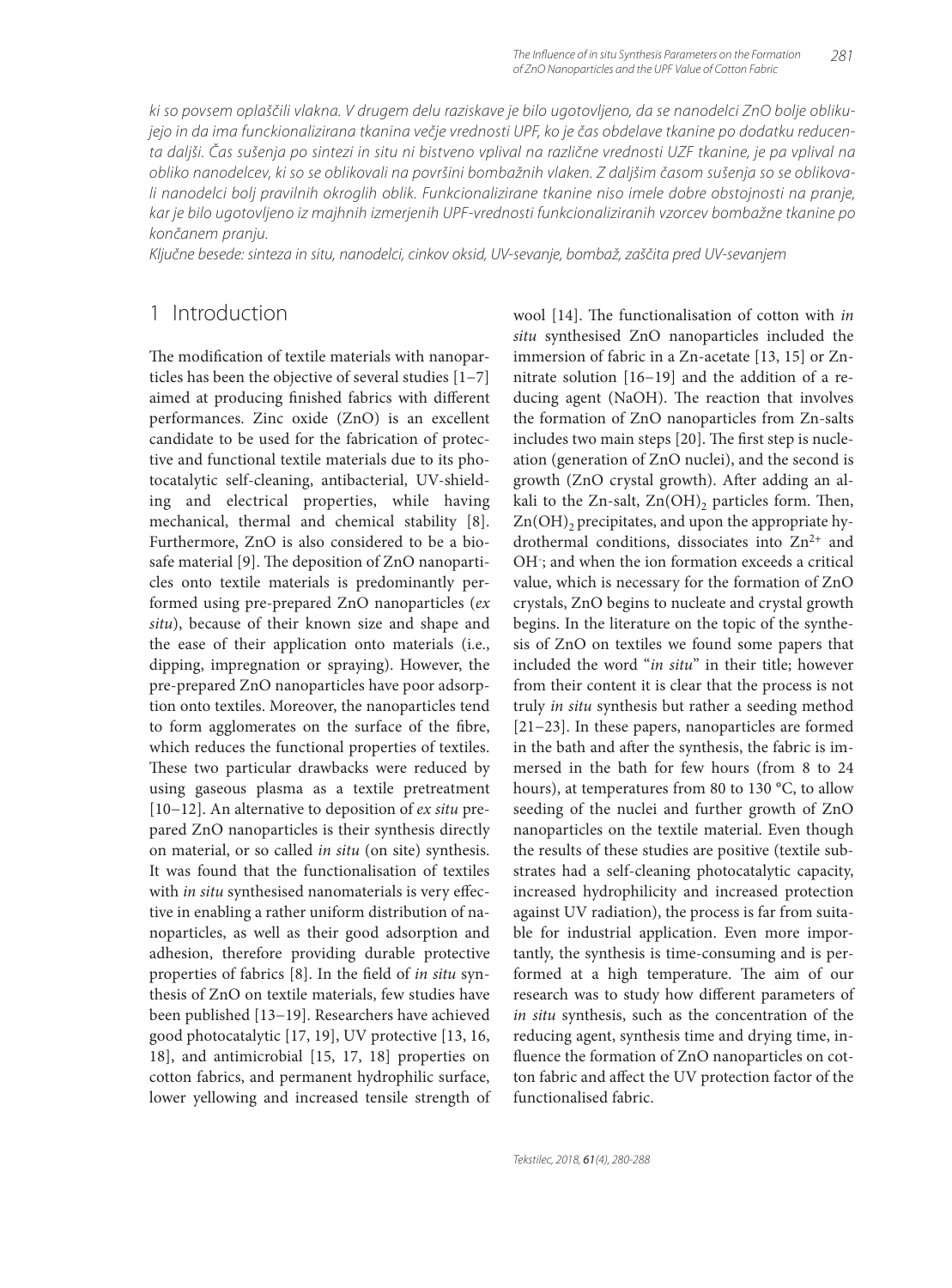*ki so povsem oplaščili vlakna. V drugem delu raziskave je bilo ugotovljeno, da se nanodelci ZnO bolje oblikujejo in da ima funckionalizirana tkanina večje vrednosti UPF, ko je čas obdelave tkanine po dodatku reducenta daljši. Čas sušenja po sintezi in situ ni bistveno vplival na različne vrednosti UZF tkanine, je pa vplival na obliko nanodelcev, ki so se oblikovali na površini bombažnih vlaken. Z daljšim časom sušenja so se oblikovali nanodelci bolj pravilnih okroglih oblik. Funkcionalizirane tkanine niso imele dobre obstojnosti na pranje, kar je bilo ugotovljeno iz majhnih izmerjenih UPF-vrednosti funkcionaliziranih vzorcev bombažne tkanine po končanem pranju.*

*Ključne besede: sinteza in situ, nanodelci, cinkov oksid, UV-sevanje, bombaž, zaščita pred UV-sevanjem*

## 1 Introduction

The modification of textile materials with nanoparticles has been the objective of several studies [1–7] aimed at producing finished fabrics with different performances. Zinc oxide (ZnO) is an excellent candidate to be used for the fabrication of protective and functional textile materials due to its photocatalytic self-cleaning, antibacterial, UV-shielding and electrical properties, while having mechanical, thermal and chemical stability [8]. Furthermore, ZnO is also considered to be a biosafe material [9]. The deposition of ZnO nanoparticles onto textile materials is predominantly performed using pre-prepared ZnO nanoparticles (*ex situ*), because of their known size and shape and the ease of their application onto materials (i.e., dipping, impregnation or spraying). However, the pre-prepared ZnO nanoparticles have poor adsorption onto textiles. Moreover, the nanoparticles tend to form agglomerates on the surface of the fibre, which reduces the functional properties of textiles. These two particular drawbacks were reduced by using gaseous plasma as a textile pretreatment [10–12]. An alternative to deposition of *ex situ* prepared ZnO nanoparticles is their synthesis directly on material, or so called *in situ* (on site) synthesis. It was found that the functionalisation of textiles with *in situ* synthesised nanomaterials is very effective in enabling a rather uniform distribution of nanoparticles, as well as their good adsorption and adhesion, therefore providing durable protective properties of fabrics [8]. In the field of *in situ* synthesis of ZnO on textile materials, few studies have been published [13–19]. Researchers have achieved good photocatalytic [17, 19], UV protective [13, 16, 18], and antimicrobial [15, 17, 18] properties on cotton fabrics, and permanent hydrophilic surface, lower yellowing and increased tensile strength of wool [14]. The functionalisation of cotton with *in situ* synthesised ZnO nanoparticles included the immersion of fabric in a Zn-acetate [13, 15] or Zn-nitrate solution [16–19] and the addition of a reducing agent (NaOH). The reaction that involves the formation of ZnO nanoparticles from Zn-salts includes two main steps [20]. The first step is nucleation (generation of ZnO nuclei), and the second is growth (ZnO crystal growth). After adding an alkali to the Zn-salt, $Zn(OH)_2$ particles form. Then, $Zn(OH)_2$ precipitates, and upon the appropriate hydrothermal conditions, dissociates into $Zn^{2+}$ and $OH^-$; and when the ion formation exceeds a critical value, which is necessary for the formation of ZnO crystals, ZnO begins to nucleate and crystal growth begins. In the literature on the topic of the synthesis of ZnO on textiles we found some papers that included the word "*in situ*" in their title; however from their content it is clear that the process is not truly *in situ* synthesis but rather a seeding method [21–23]. In these papers, nanoparticles are formed in the bath and after the synthesis, the fabric is immersed in the bath for few hours (from 8 to 24 hours), at temperatures from 80 to 130 °C, to allow seeding of the nuclei and further growth of ZnO nanoparticles on the textile material. Even though the results of these studies are positive (textile substrates had a self-cleaning photocatalytic capacity, increased hydrophilicity and increased protection against UV radiation), the process is far from suitable for industrial application. Even more importantly, the synthesis is time-consuming and is performed at a high temperature. The aim of our research was to study how different parameters of *in situ* synthesis, such as the concentration of the reducing agent, synthesis time and drying time, influence the formation of ZnO nanoparticles on cotton fabric and affect the UV protection factor of the functionalised fabric.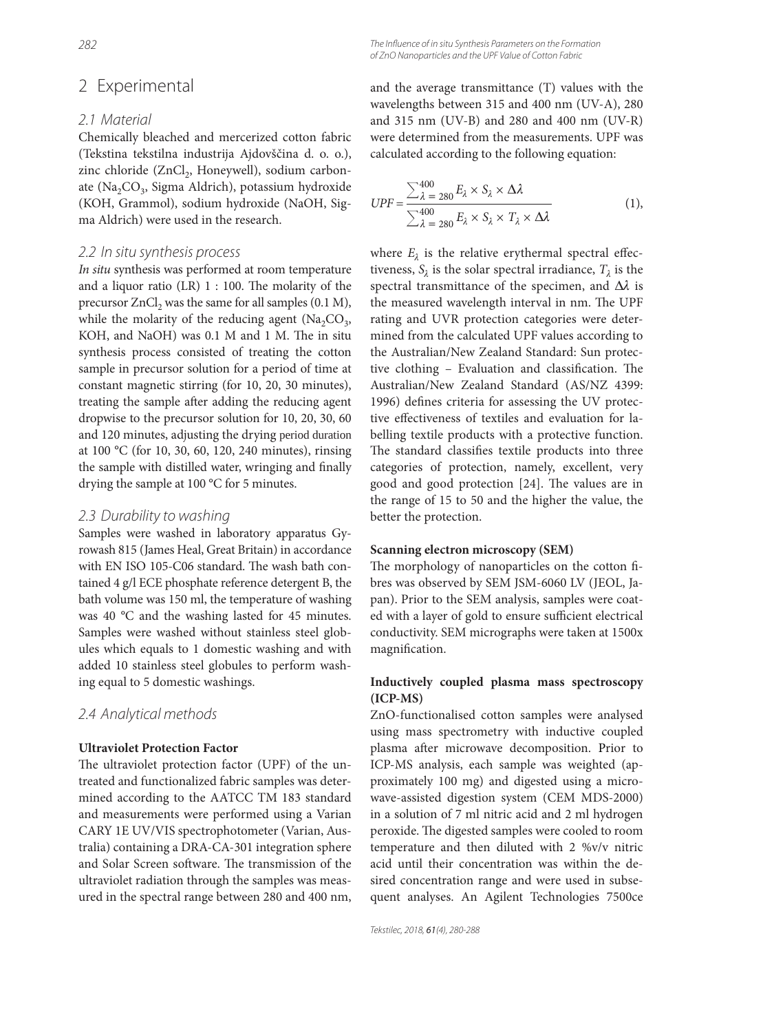## 2 Experimental

### 2.1 Material

Chemically bleached and mercerized cotton fabric (Tekstina tekstilna industrija Ajdovščina d. o. o.), zinc chloride ($ZnCl_2$, Honeywell), sodium carbonate ($Na_2CO_3$, Sigma Aldrich), potassium hydroxide (KOH, Grammol), sodium hydroxide (NaOH, Sigma Aldrich) were used in the research.

### 2.2 In situ synthesis process

*In situ* synthesis was performed at room temperature and a liquor ratio (LR) 1 : 100. The molarity of the precursor $ZnCl_2$ was the same for all samples (0.1 M), while the molarity of the reducing agent ($Na_2CO_3$, KOH, and NaOH) was 0.1 M and 1 M. The in situ synthesis process consisted of treating the cotton sample in precursor solution for a period of time at constant magnetic stirring (for 10, 20, 30 minutes), treating the sample after adding the reducing agent dropwise to the precursor solution for 10, 20, 30, 60 and 120 minutes, adjusting the drying period duration at 100 °C (for 10, 30, 60, 120, 240 minutes), rinsing the sample with distilled water, wringing and finally drying the sample at 100 °C for 5 minutes.

### 2.3 Durability to washing

Samples were washed in laboratory apparatus Gyrowash 815 (James Heal, Great Britain) in accordance with EN ISO 105-C06 standard. The wash bath contained 4 g/l ECE phosphate reference detergent B, the bath volume was 150 ml, the temperature of washing was 40 °C and the washing lasted for 45 minutes. Samples were washed without stainless steel globules which equals to 1 domestic washing and with added 10 stainless steel globules to perform washing equal to 5 domestic washings.

### 2.4 Analytical methods

**Ultraviolet Protection Factor**

The ultraviolet protection factor (UPF) of the untreated and functionalized fabric samples was determined according to the AATCC TM 183 standard and measurements were performed using a Varian CARY 1E UV/VIS spectrophotometer (Varian, Australia) containing a DRA-CA-301 integration sphere and Solar Screen software. The transmission of the ultraviolet radiation through the samples was measured in the spectral range between 280 and 400 nm, and the average transmittance (T) values with the wavelengths between 315 and 400 nm (UV-A), 280 and 315 nm (UV-B) and 280 and 400 nm (UV-R) were determined from the measurements. UPF was calculated according to the following equation:

$$UPF = \frac{\sum_{\lambda=280}^{400} E_\lambda \times S_\lambda \times \Delta\lambda}{\sum_{\lambda=280}^{400} E_\lambda \times S_\lambda \times T_\lambda \times \Delta\lambda} \quad (1),$$

where $E_\lambda$ is the relative erythermal spectral effectiveness, $S_\lambda$ is the solar spectral irradiance, $T_\lambda$ is the spectral transmittance of the specimen, and $\Delta\lambda$ is the measured wavelength interval in nm. The UPF rating and UVR protection categories were determined from the calculated UPF values according to the Australian/New Zealand Standard: Sun protective clothing – Evaluation and classification. The Australian/New Zealand Standard (AS/NZ 4399: 1996) defines criteria for assessing the UV protective effectiveness of textiles and evaluation for labelling textile products with a protective function. The standard classifies textile products into three categories of protection, namely, excellent, very good and good protection [24]. The values are in the range of 15 to 50 and the higher the value, the better the protection.

**Scanning electron microscopy (SEM)**

The morphology of nanoparticles on the cotton fibres was observed by SEM JSM-6060 LV (JEOL, Japan). Prior to the SEM analysis, samples were coated with a layer of gold to ensure sufficient electrical conductivity. SEM micrographs were taken at 1500x magnification.

**Inductively coupled plasma mass spectroscopy (ICP-MS)**

ZnO-functionalised cotton samples were analysed using mass spectrometry with inductive coupled plasma after microwave decomposition. Prior to ICP-MS analysis, each sample was weighted (approximately 100 mg) and digested using a microwave-assisted digestion system (CEM MDS-2000) in a solution of 7 ml nitric acid and 2 ml hydrogen peroxide. The digested samples were cooled to room temperature and then diluted with 2 %v/v nitric acid until their concentration was within the desired concentration range and were used in subsequent analyses. An Agilent Technologies 7500ce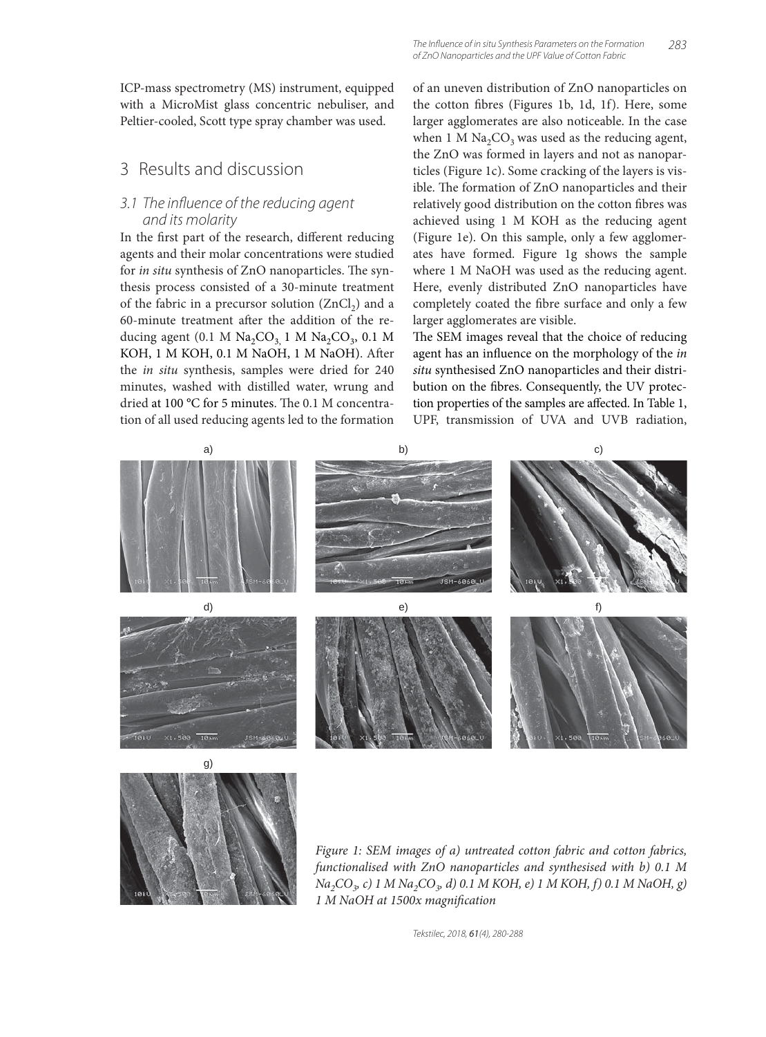ICP-mass spectrometry (MS) instrument, equipped with a MicroMist glass concentric nebuliser, and Peltier-cooled, Scott type spray chamber was used.

## 3 Results and discussion

### 3.1 The influence of the reducing agent and its molarity

In the first part of the research, different reducing agents and their molar concentrations were studied for *in situ* synthesis of ZnO nanoparticles. The synthesis process consisted of a 30-minute treatment of the fabric in a precursor solution ($ZnCl_2$) and a 60-minute treatment after the addition of the reducing agent (0.1 M $Na_2CO_3$, 1 M $Na_2CO_3$, 0.1 M KOH, 1 M KOH, 0.1 M NaOH, 1 M NaOH). After the *in situ* synthesis, samples were dried for 240 minutes, washed with distilled water, wrung and dried at 100 °C for 5 minutes. The 0.1 M concentration of all used reducing agents led to the formation of an uneven distribution of ZnO nanoparticles on the cotton fibres (Figures 1b, 1d, 1f). Here, some larger agglomerates are also noticeable. In the case when 1 M $Na_2CO_3$ was used as the reducing agent, the ZnO was formed in layers and not as nanoparticles (Figure 1c). Some cracking of the layers is visible. The formation of ZnO nanoparticles and their relatively good distribution on the cotton fibres was achieved using 1 M KOH as the reducing agent (Figure 1e). On this sample, only a few agglomerates have formed. Figure 1g shows the sample where 1 M NaOH was used as the reducing agent. Here, evenly distributed ZnO nanoparticles have completely coated the fibre surface and only a few larger agglomerates are visible.

The SEM images reveal that the choice of reducing agent has an influence on the morphology of the *in situ* synthesised ZnO nanoparticles and their distribution on the fibres. Consequently, the UV protection properties of the samples are affected. In Table 1, UPF, transmission of UVA and UVB radiation,

*Figure 1: SEM images of a) untreated cotton fabric and cotton fabrics, functionalised with ZnO nanoparticles and synthesised with b) 0.1 M $Na_2CO_3$, c) 1 M $Na_2CO_3$, d) 0.1 M KOH, e) 1 M KOH, f) 0.1 M NaOH, g) 1 M NaOH at 1500x magnification*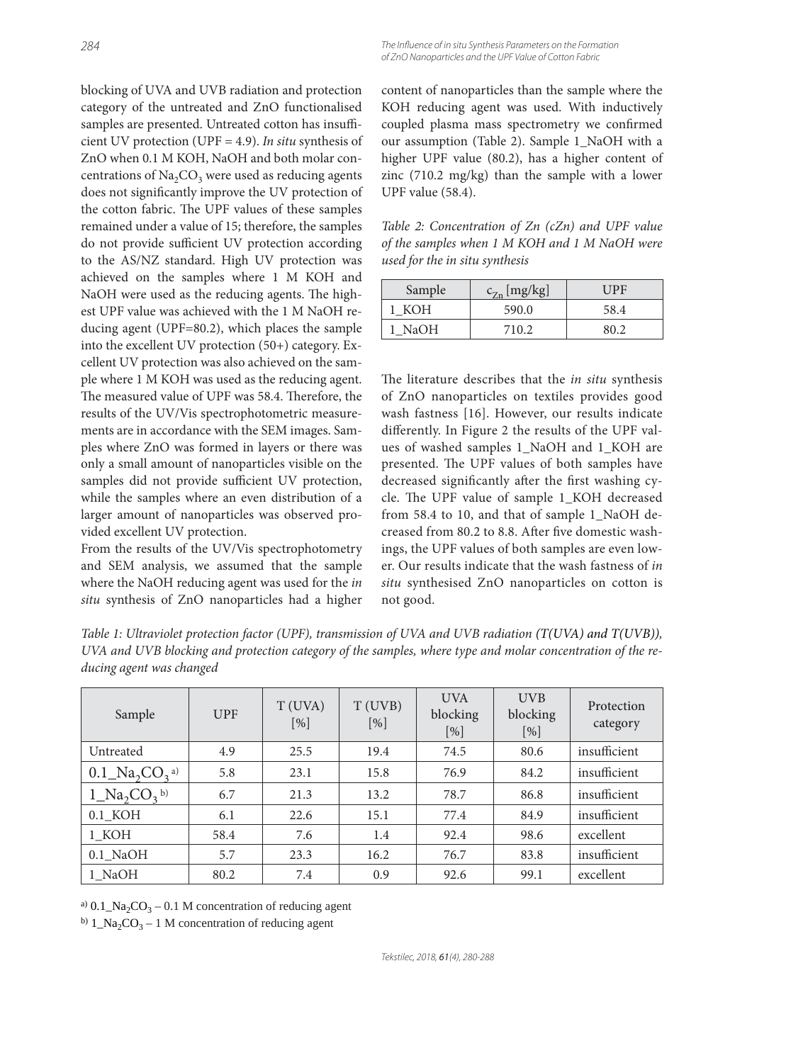blocking of UVA and UVB radiation and protection category of the untreated and ZnO functionalised samples are presented. Untreated cotton has insufficient UV protection (UPF = 4.9). *In situ* synthesis of ZnO when 0.1 M KOH, NaOH and both molar concentrations of $Na_2CO_3$ were used as reducing agents does not significantly improve the UV protection of the cotton fabric. The UPF values of these samples remained under a value of 15; therefore, the samples do not provide sufficient UV protection according to the AS/NZ standard. High UV protection was achieved on the samples where 1 M KOH and NaOH were used as the reducing agents. The highest UPF value was achieved with the 1 M NaOH reducing agent (UPF=80.2), which places the sample into the excellent UV protection (50+) category. Excellent UV protection was also achieved on the sample where 1 M KOH was used as the reducing agent. The measured value of UPF was 58.4. Therefore, the results of the UV/Vis spectrophotometric measurements are in accordance with the SEM images. Samples where ZnO was formed in layers or there was only a small amount of nanoparticles visible on the samples did not provide sufficient UV protection, while the samples where an even distribution of a larger amount of nanoparticles was observed provided excellent UV protection.

From the results of the UV/Vis spectrophotometry and SEM analysis, we assumed that the sample where the NaOH reducing agent was used for the *in situ* synthesis of ZnO nanoparticles had a higher content of nanoparticles than the sample where the KOH reducing agent was used. With inductively coupled plasma mass spectrometry we confirmed our assumption (Table 2). Sample 1_NaOH with a higher UPF value (80.2), has a higher content of zinc (710.2 mg/kg) than the sample with a lower UPF value (58.4).

*Table 2: Concentration of Zn (cZn) and UPF value of the samples when 1 M KOH and 1 M NaOH were used for the in situ synthesis*

| Sample | $c_{Zn}$ [mg/kg] | UPF |
|---|---|---|
| 1_KOH | 590.0 | 58.4 |
| 1_NaOH | 710.2 | 80.2 |

The literature describes that the *in situ* synthesis of ZnO nanoparticles on textiles provides good wash fastness [16]. However, our results indicate differently. In Figure 2 the results of the UPF values of washed samples 1_NaOH and 1_KOH are presented. The UPF values of both samples have decreased significantly after the first washing cycle. The UPF value of sample 1_KOH decreased from 58.4 to 10, and that of sample 1_NaOH decreased from 80.2 to 8.8. After five domestic washings, the UPF values of both samples are even lower. Our results indicate that the wash fastness of *in situ* synthesised ZnO nanoparticles on cotton is not good.

*Table 1: Ultraviolet protection factor (UPF), transmission of UVA and UVB radiation (T(UVA) and T(UVB)), UVA and UVB blocking and protection category of the samples, where type and molar concentration of the reducing agent was changed*

| Sample | UPF | T (UVA) [%] | T (UVB) [%] | UVA blocking [%] | UVB blocking [%] | Protection category |
|---|---|---|---|---|---|---|
| Untreated | 4.9 | 25.5 | 19.4 | 74.5 | 80.6 | insufficient |
| $0.1\_Na_2CO_3$ [a] | 5.8 | 23.1 | 15.8 | 76.9 | 84.2 | insufficient |
| $1\_Na_2CO_3$ [b] | 6.7 | 21.3 | 13.2 | 78.7 | 86.8 | insufficient |
| 0.1_KOH | 6.1 | 22.6 | 15.1 | 77.4 | 84.9 | insufficient |
| 1_KOH | 58.4 | 7.6 | 1.4 | 92.4 | 98.6 | excellent |
| 0.1_NaOH | 5.7 | 23.3 | 16.2 | 76.7 | 83.8 | insufficient |
| 1_NaOH | 80.2 | 7.4 | 0.9 | 92.6 | 99.1 | excellent |

[a] $0.1\_Na_2CO_3$ – 0.1 M concentration of reducing agent

[b] $1\_Na_2CO_3$ – 1 M concentration of reducing agent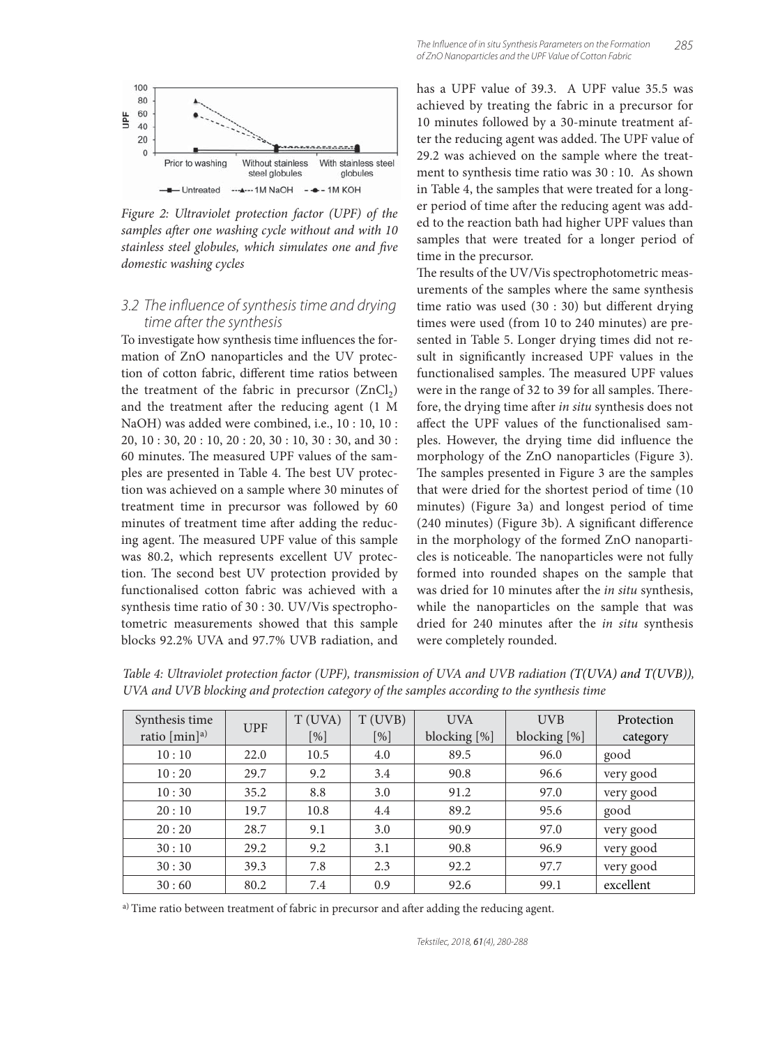Figure 2: Ultraviolet protection factor (UPF) of the samples after one washing cycle without and with 10 stainless steel globules, which simulates one and five domestic washing cycles

### 3.2 The influence of synthesis time and drying time after the synthesis

To investigate how synthesis time influences the formation of ZnO nanoparticles and the UV protection of cotton fabric, different time ratios between the treatment of the fabric in precursor ($ZnCl_2$) and the treatment after the reducing agent (1 M NaOH) was added were combined, i.e., 10 : 10, 10 : 20, 10 : 30, 20 : 10, 20 : 20, 30 : 10, 30 : 30, and 30 : 60 minutes. The measured UPF values of the samples are presented in Table 4. The best UV protection was achieved on a sample where 30 minutes of treatment time in precursor was followed by 60 minutes of treatment time after adding the reducing agent. The measured UPF value of this sample was 80.2, which represents excellent UV protection. The second best UV protection provided by functionalised cotton fabric was achieved with a synthesis time ratio of 30 : 30. UV/Vis spectrophotometric measurements showed that this sample blocks 92.2% UVA and 97.7% UVB radiation, and has a UPF value of 39.3. A UPF value 35.5 was achieved by treating the fabric in a precursor for 10 minutes followed by a 30-minute treatment after the reducing agent was added. The UPF value of 29.2 was achieved on the sample where the treatment to synthesis time ratio was 30 : 10. As shown in Table 4, the samples that were treated for a longer period of time after the reducing agent was added to the reaction bath had higher UPF values than samples that were treated for a longer period of time in the precursor.

The results of the UV/Vis spectrophotometric measurements of the samples where the same synthesis time ratio was used (30 : 30) but different drying times were used (from 10 to 240 minutes) are presented in Table 5. Longer drying times did not result in significantly increased UPF values in the functionalised samples. The measured UPF values were in the range of 32 to 39 for all samples. Therefore, the drying time after *in situ* synthesis does not affect the UPF values of the functionalised samples. However, the drying time did influence the morphology of the ZnO nanoparticles (Figure 3). The samples presented in Figure 3 are the samples that were dried for the shortest period of time (10 minutes) (Figure 3a) and longest period of time (240 minutes) (Figure 3b). A significant difference in the morphology of the formed ZnO nanoparticles is noticeable. The nanoparticles were not fully formed into rounded shapes on the sample that was dried for 10 minutes after the *in situ* synthesis, while the nanoparticles on the sample that was dried for 240 minutes after the *in situ* synthesis were completely rounded.

*Table 4: Ultraviolet protection factor (UPF), transmission of UVA and UVB radiation (T(UVA) and T(UVB)), UVA and UVB blocking and protection category of the samples according to the synthesis time*

| Synthesis time ratio [min][a)] | UPF | T (UVA) [%] | T (UVB) [%] | UVA blocking [%] | UVB blocking [%] | Protection category |
|---|---|---|---|---|---|---|
| 10 : 10 | 22.0 | 10.5 | 4.0 | 89.5 | 96.0 | good |
| 10 : 20 | 29.7 | 9.2 | 3.4 | 90.8 | 96.6 | very good |
| 10 : 30 | 35.2 | 8.8 | 3.0 | 91.2 | 97.0 | very good |
| 20 : 10 | 19.7 | 10.8 | 4.4 | 89.2 | 95.6 | good |
| 20 : 20 | 28.7 | 9.1 | 3.0 | 90.9 | 97.0 | very good |
| 30 : 10 | 29.2 | 9.2 | 3.1 | 90.8 | 96.9 | very good |
| 30 : 30 | 39.3 | 7.8 | 2.3 | 92.2 | 97.7 | very good |
| 30 : 60 | 80.2 | 7.4 | 0.9 | 92.6 | 99.1 | excellent |

[a)] Time ratio between treatment of fabric in precursor and after adding the reducing agent.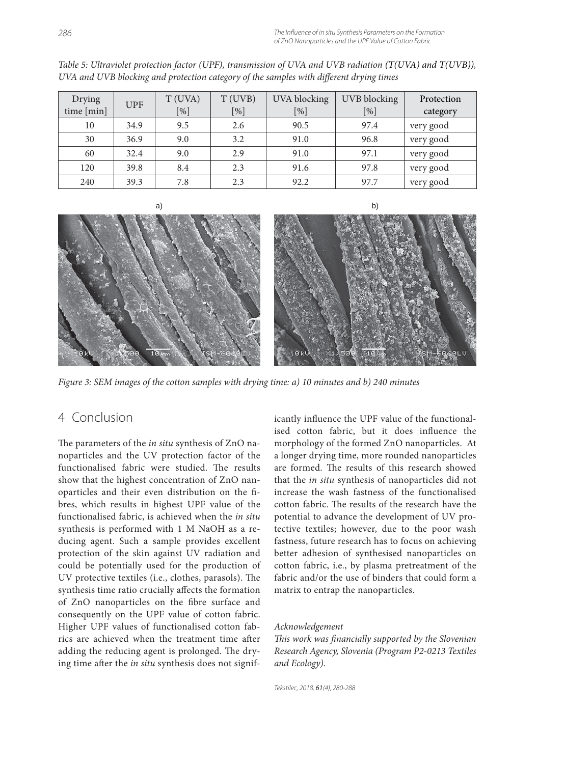*Table 5: Ultraviolet protection factor (UPF), transmission of UVA and UVB radiation (T(UVA) and T(UVB)), UVA and UVB blocking and protection category of the samples with different drying times*

| Drying time [min] | UPF | T (UVA) [%] | T (UVB) [%] | UVA blocking [%] | UVB blocking [%] | Protection category |
|---|---|---|---|---|---|---|
| 10 | 34.9 | 9.5 | 2.6 | 90.5 | 97.4 | very good |
| 30 | 36.9 | 9.0 | 3.2 | 91.0 | 96.8 | very good |
| 60 | 32.4 | 9.0 | 2.9 | 91.0 | 97.1 | very good |
| 120 | 39.8 | 8.4 | 2.3 | 91.6 | 97.8 | very good |
| 240 | 39.3 | 7.8 | 2.3 | 92.2 | 97.7 | very good |

*Figure 3: SEM images of the cotton samples with drying time: a) 10 minutes and b) 240 minutes*

## 4 Conclusion

The parameters of the *in situ* synthesis of ZnO nanoparticles and the UV protection factor of the functionalised fabric were studied. The results show that the highest concentration of ZnO nanoparticles and their even distribution on the fibres, which results in highest UPF value of the functionalised fabric, is achieved when the *in situ* synthesis is performed with 1 M NaOH as a reducing agent. Such a sample provides excellent protection of the skin against UV radiation and could be potentially used for the production of UV protective textiles (i.e., clothes, parasols). The synthesis time ratio crucially affects the formation of ZnO nanoparticles on the fibre surface and consequently on the UPF value of cotton fabric. Higher UPF values of functionalised cotton fabrics are achieved when the treatment time after adding the reducing agent is prolonged. The drying time after the *in situ* synthesis does not significantly influence the UPF value of the functionalised cotton fabric, but it does influence the morphology of the formed ZnO nanoparticles. At a longer drying time, more rounded nanoparticles are formed. The results of this research showed that the *in situ* synthesis of nanoparticles did not increase the wash fastness of the functionalised cotton fabric. The results of the research have the potential to advance the development of UV protective textiles; however, due to the poor wash fastness, future research has to focus on achieving better adhesion of synthesised nanoparticles on cotton fabric, i.e., by plasma pretreatment of the fabric and/or the use of binders that could form a matrix to entrap the nanoparticles.

*Acknowledgement*

*This work was financially supported by the Slovenian Research Agency, Slovenia (Program P2-0213 Textiles and Ecology).*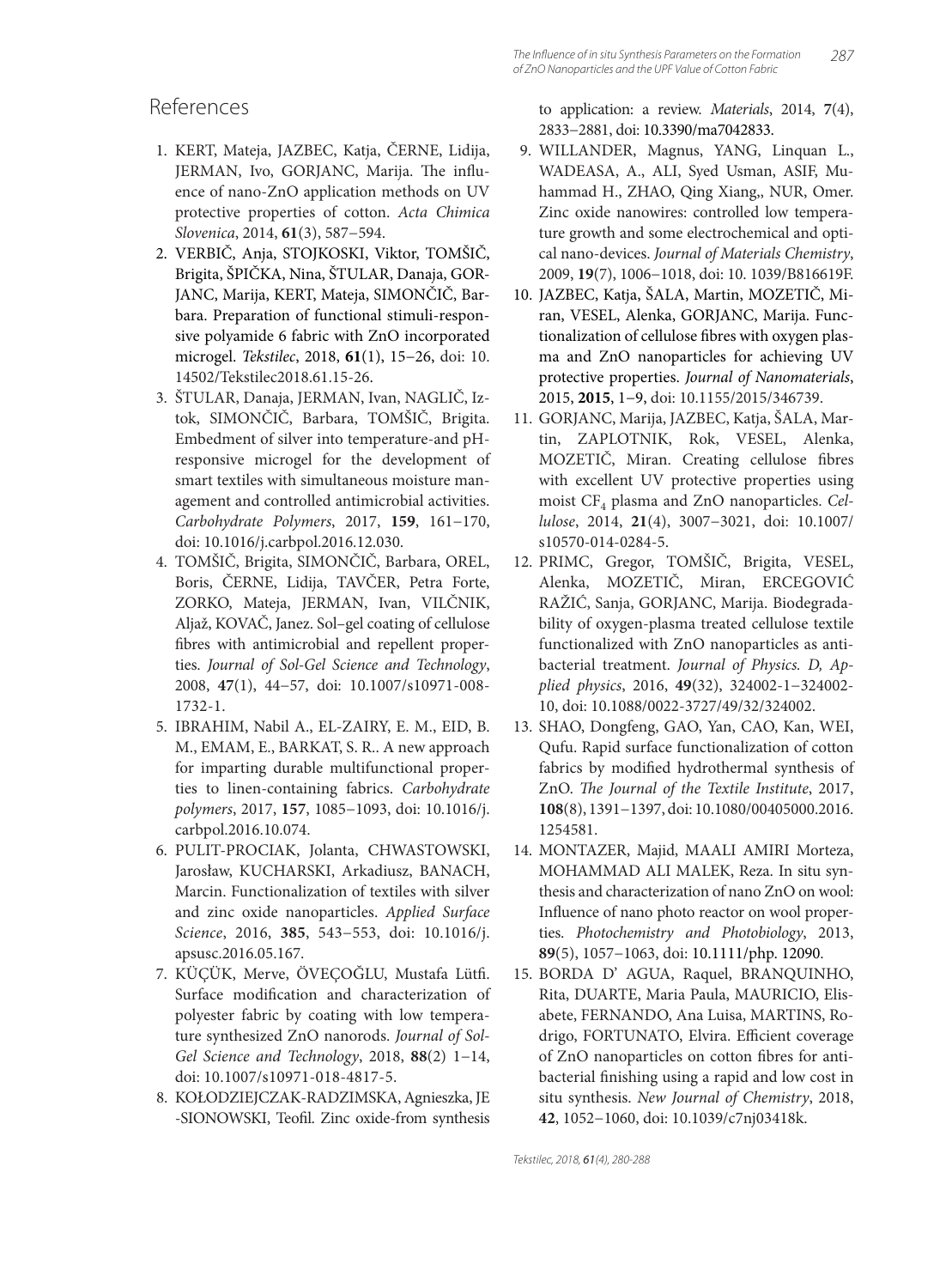## References

1. KERT, Mateja, JAZBEC, Katja, ČERNE, Lidija, JERMAN, Ivo, GORJANC, Marija. The influence of nano-ZnO application methods on UV protective properties of cotton. *Acta Chimica Slovenica*, 2014, **61**(3), 587−594.
2. VERBIČ, Anja, STOJKOSKI, Viktor, TOMŠIČ, Brigita, ŠPIČKA, Nina, ŠTULAR, Danaja, GORJANC, Marija, KERT, Mateja, SIMONČIČ, Barbara. Preparation of functional stimuli-responsive polyamide 6 fabric with ZnO incorporated microgel. *Tekstilec*, 2018, **61**(1), 15−26, doi: 10. 14502/Tekstilec2018.61.15-26.
3. ŠTULAR, Danaja, JERMAN, Ivan, NAGLIČ, Iztok, SIMONČIČ, Barbara, TOMŠIČ, Brigita. Embedment of silver into temperature-and pH-responsive microgel for the development of smart textiles with simultaneous moisture management and controlled antimicrobial activities. *Carbohydrate Polymers*, 2017, **159**, 161−170, doi: 10.1016/j.carbpol.2016.12.030.
4. TOMŠIČ, Brigita, SIMONČIČ, Barbara, OREL, Boris, ČERNE, Lidija, TAVČER, Petra Forte, ZORKO, Mateja, JERMAN, Ivan, VILČNIK, Aljaž, KOVAČ, Janez. Sol–gel coating of cellulose fibres with antimicrobial and repellent properties. *Journal of Sol-Gel Science and Technology*, 2008, **47**(1), 44−57, doi: 10.1007/s10971-008-1732-1.
5. IBRAHIM, Nabil A., EL-ZAIRY, E. M., EID, B. M., EMAM, E., BARKAT, S. R.. A new approach for imparting durable multifunctional properties to linen-containing fabrics. *Carbohydrate polymers*, 2017, **157**, 1085−1093, doi: 10.1016/j. carbpol.2016.10.074.
6. PULIT-PROCIAK, Jolanta, CHWASTOWSKI, Jarosław, KUCHARSKI, Arkadiusz, BANACH, Marcin. Functionalization of textiles with silver and zinc oxide nanoparticles. *Applied Surface Science*, 2016, **385**, 543−553, doi: 10.1016/j. apsusc.2016.05.167.
7. KÜÇÜK, Merve, ÖVEÇOĞLU, Mustafa Lütfi. Surface modification and characterization of polyester fabric by coating with low temperature synthesized ZnO nanorods. *Journal of Sol-Gel Science and Technology*, 2018, **88**(2) 1−14, doi: 10.1007/s10971-018-4817-5.
8. KOŁODZIEJCZAK-RADZIMSKA, Agnieszka, JE -SIONOWSKI, Teofil. Zinc oxide-from synthesis to application: a review. *Materials*, 2014, **7**(4), 2833−2881, doi: 10.3390/ma7042833.
9. WILLANDER, Magnus, YANG, Linquan L., WADEASA, A., ALI, Syed Usman, ASIF, Muhammad H., ZHAO, Qing Xiang,, NUR, Omer. Zinc oxide nanowires: controlled low temperature growth and some electrochemical and optical nano-devices. *Journal of Materials Chemistry*, 2009, **19**(7), 1006−1018, doi: 10. 1039/B816619F.
10. JAZBEC, Katja, ŠALA, Martin, MOZETIČ, Miran, VESEL, Alenka, GORJANC, Marija. Functionalization of cellulose fibres with oxygen plasma and ZnO nanoparticles for achieving UV protective properties. *Journal of Nanomaterials*, 2015, **2015**, 1−9, doi: 10.1155/2015/346739.
11. GORJANC, Marija, JAZBEC, Katja, ŠALA, Martin, ZAPLOTNIK, Rok, VESEL, Alenka, MOZETIČ, Miran. Creating cellulose fibres with excellent UV protective properties using moist $CF_4$ plasma and ZnO nanoparticles. *Cellulose*, 2014, **21**(4), 3007−3021, doi: 10.1007/ s10570-014-0284-5.
12. PRIMC, Gregor, TOMŠIČ, Brigita, VESEL, Alenka, MOZETIČ, Miran, ERCEGOVIĆ RAŽIĆ, Sanja, GORJANC, Marija. Biodegradability of oxygen-plasma treated cellulose textile functionalized with ZnO nanoparticles as antibacterial treatment. *Journal of Physics. D, Applied physics*, 2016, **49**(32), 324002-1−324002-10, doi: 10.1088/0022-3727/49/32/324002.
13. SHAO, Dongfeng, GAO, Yan, CAO, Kan, WEI, Qufu. Rapid surface functionalization of cotton fabrics by modified hydrothermal synthesis of ZnO. *The Journal of the Textile Institute*, 2017, **108**(8), 1391−1397, doi: 10.1080/00405000.2016. 1254581.
14. MONTAZER, Majid, MAALI AMIRI Morteza, MOHAMMAD ALI MALEK, Reza. In situ synthesis and characterization of nano ZnO on wool: Influence of nano photo reactor on wool properties. *Photochemistry and Photobiology*, 2013, **89**(5), 1057−1063, doi: 10.1111/php. 12090.
15. BORDA D' AGUA, Raquel, BRANQUINHO, Rita, DUARTE, Maria Paula, MAURICIO, Elisabete, FERNANDO, Ana Luisa, MARTINS, Rodrigo, FORTUNATO, Elvira. Efficient coverage of ZnO nanoparticles on cotton fibres for antibacterial finishing using a rapid and low cost in situ synthesis. *New Journal of Chemistry*, 2018, **42**, 1052−1060, doi: 10.1039/c7nj03418k.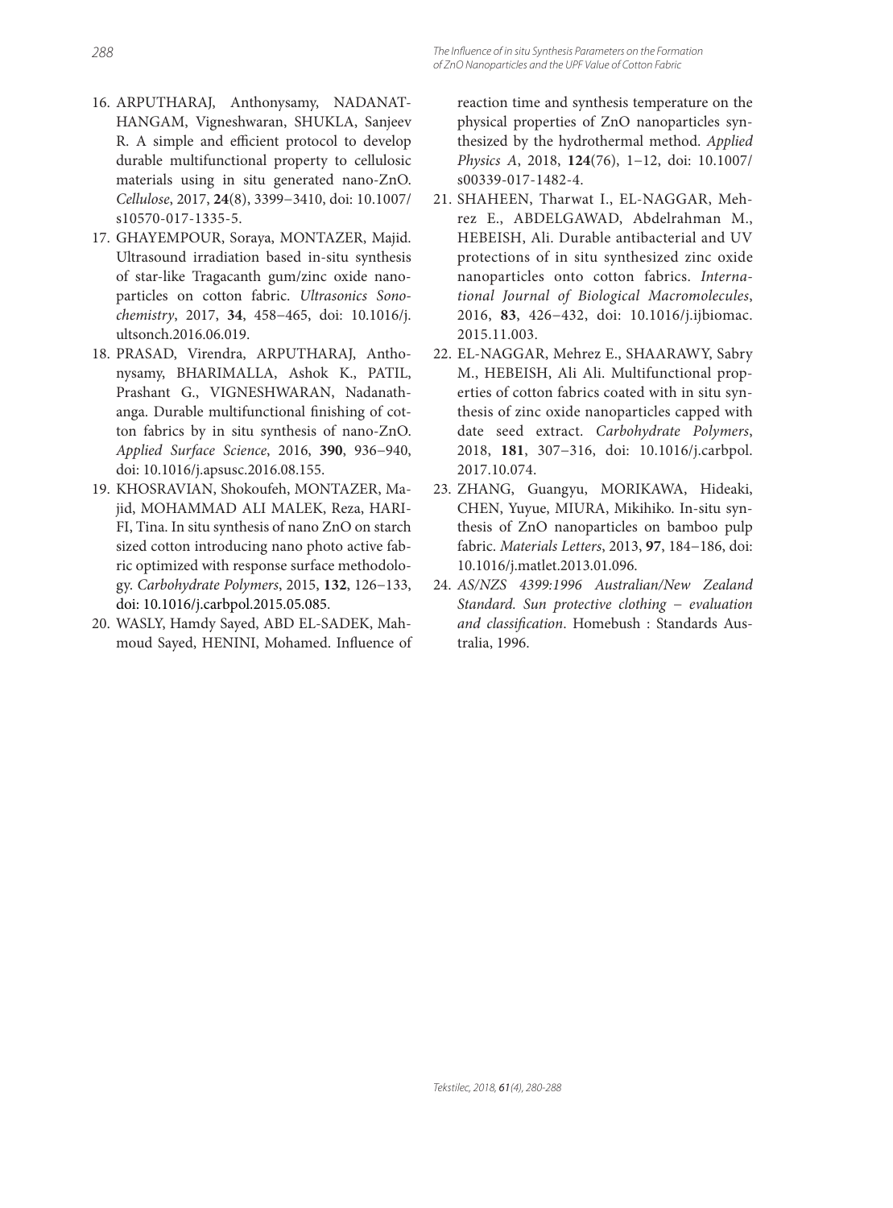16. ARPUTHARAJ, Anthonysamy, NADANATHANGAM, Vigneshwaran, SHUKLA, Sanjeev R. A simple and efficient protocol to develop durable multifunctional property to cellulosic materials using in situ generated nano-ZnO. *Cellulose*, 2017, **24**(8), 3399–3410, doi: 10.1007/s10570-017-1335-5.
17. GHAYEMPOUR, Soraya, MONTAZER, Majid. Ultrasound irradiation based in-situ synthesis of star-like Tragacanth gum/zinc oxide nanoparticles on cotton fabric. *Ultrasonics Sonochemistry*, 2017, **34**, 458–465, doi: 10.1016/j.ultsonch.2016.06.019.
18. PRASAD, Virendra, ARPUTHARAJ, Anthonysamy, BHARIMALLA, Ashok K., PATIL, Prashant G., VIGNESHWARAN, Nadanathanga. Durable multifunctional finishing of cotton fabrics by in situ synthesis of nano-ZnO. *Applied Surface Science*, 2016, **390**, 936–940, doi: 10.1016/j.apsusc.2016.08.155.
19. KHOSRAVIAN, Shokoufeh, MONTAZER, Majid, MOHAMMAD ALI MALEK, Reza, HARIFI, Tina. In situ synthesis of nano ZnO on starch sized cotton introducing nano photo active fabric optimized with response surface methodology. *Carbohydrate Polymers*, 2015, **132**, 126–133, doi: 10.1016/j.carbpol.2015.05.085.
20. WASLY, Hamdy Sayed, ABD EL-SADEK, Mahmoud Sayed, HENINI, Mohamed. Influence of reaction time and synthesis temperature on the physical properties of ZnO nanoparticles synthesized by the hydrothermal method. *Applied Physics A*, 2018, **124**(76), 1–12, doi: 10.1007/s00339-017-1482-4.
21. SHAHEEN, Tharwat I., EL-NAGGAR, Mehrez E., ABDELGAWAD, Abdelrahman M., HEBEISH, Ali. Durable antibacterial and UV protections of in situ synthesized zinc oxide nanoparticles onto cotton fabrics. *International Journal of Biological Macromolecules*, 2016, **83**, 426–432, doi: 10.1016/j.ijbiomac.2015.11.003.
22. EL-NAGGAR, Mehrez E., SHAARAWY, Sabry M., HEBEISH, Ali Ali. Multifunctional properties of cotton fabrics coated with in situ synthesis of zinc oxide nanoparticles capped with date seed extract. *Carbohydrate Polymers*, 2018, **181**, 307–316, doi: 10.1016/j.carbpol.2017.10.074.
23. ZHANG, Guangyu, MORIKAWA, Hideaki, CHEN, Yuyue, MIURA, Mikihiko. In-situ synthesis of ZnO nanoparticles on bamboo pulp fabric. *Materials Letters*, 2013, **97**, 184–186, doi: 10.1016/j.matlet.2013.01.096.
24. *AS/NZS 4399:1996 Australian/New Zealand Standard. Sun protective clothing – evaluation and classification*. Homebush : Standards Australia, 1996.